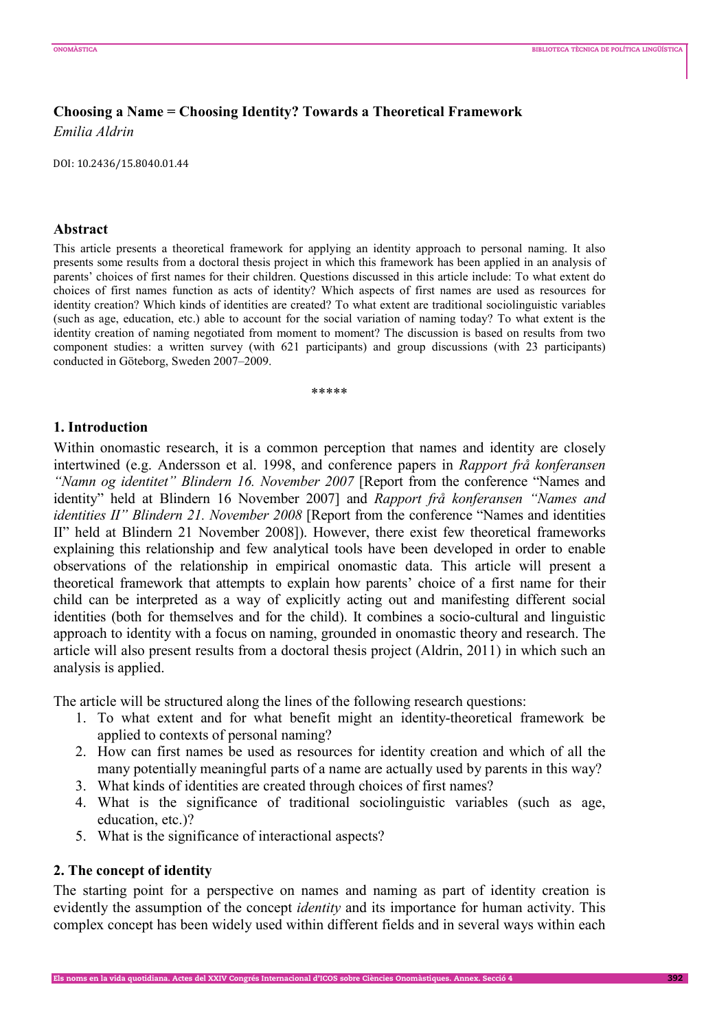# Choosing a Name = Choosing Identity? Towards a Theoretical Framework

*Emilia Aldrin*

DOI: 10.2436/15.8040.01.44

## Abstract

This article presents a theoretical framework for applying an identity approach to personal naming. It also presents some results from a doctoral thesis project in which this framework has been applied in an analysis of parents' choices of first names for their children. Questions discussed in this article include: To what extent do choices of first names function as acts of identity? Which aspects of first names are used as resources for identity creation? Which kinds of identities are created? To what extent are traditional sociolinguistic variables (such as age, education, etc.) able to account for the social variation of naming today? To what extent is the identity creation of naming negotiated from moment to moment? The discussion is based on results from two component studies: a written survey (with 621 participants) and group discussions (with 23 participants) conducted in Göteborg, Sweden 2007–2009.

*****

## 1. Introduction

Within onomastic research, it is a common perception that names and identity are closely intertwined (e.g. Andersson et al. 1998, and conference papers in *Rapport frå konferansen "Namn og identitet" Blindern 16. November 2007* [Report from the conference "Names and identity" held at Blindern 16 November 2007] and *Rapport frå konferansen "Names and identities II" Blindern 21. November 2008* [Report from the conference "Names and identities II" held at Blindern 21 November 2008]). However, there exist few theoretical frameworks explaining this relationship and few analytical tools have been developed in order to enable observations of the relationship in empirical onomastic data. This article will present a theoretical framework that attempts to explain how parents' choice of a first name for their child can be interpreted as a way of explicitly acting out and manifesting different social identities (both for themselves and for the child). It combines a socio-cultural and linguistic approach to identity with a focus on naming, grounded in onomastic theory and research. The article will also present results from a doctoral thesis project (Aldrin, 2011) in which such an analysis is applied.

The article will be structured along the lines of the following research questions:

1. To what extent and for what benefit might an identity-theoretical framework be applied to contexts of personal naming?
2. How can first names be used as resources for identity creation and which of all the many potentially meaningful parts of a name are actually used by parents in this way?
3. What kinds of identities are created through choices of first names?
4. What is the significance of traditional sociolinguistic variables (such as age, education, etc.)?
5. What is the significance of interactional aspects?

## 2. The concept of identity

The starting point for a perspective on names and naming as part of identity creation is evidently the assumption of the concept *identity* and its importance for human activity. This complex concept has been widely used within different fields and in several ways within each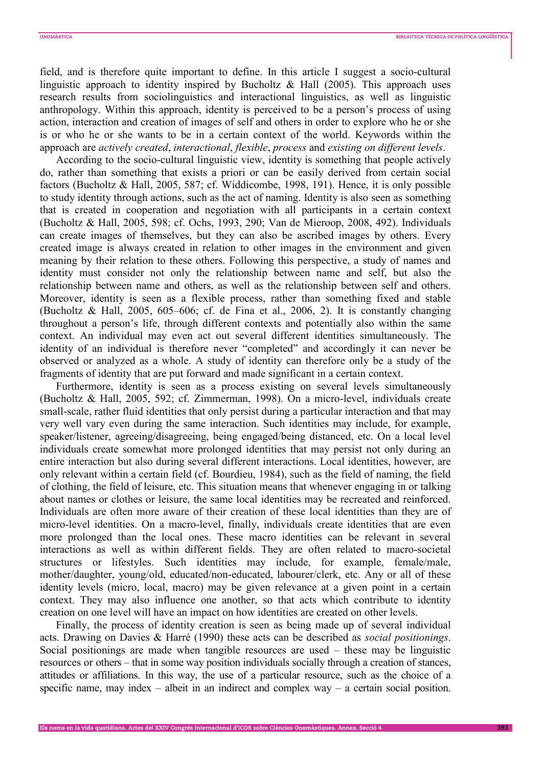field, and is therefore quite important to define. In this article I suggest a socio-cultural linguistic approach to identity inspired by Bucholtz & Hall (2005). This approach uses research results from sociolinguistics and interactional linguistics, as well as linguistic anthropology. Within this approach, identity is perceived to be a person's process of using action, interaction and creation of images of self and others in order to explore who he or she is or who he or she wants to be in a certain context of the world. Keywords within the approach are *actively created*, *interactional*, *flexible*, *process* and *existing on different levels*.

According to the socio-cultural linguistic view, identity is something that people actively do, rather than something that exists a priori or can be easily derived from certain social factors (Bucholtz & Hall, 2005, 587; cf. Widdicombe, 1998, 191). Hence, it is only possible to study identity through actions, such as the act of naming. Identity is also seen as something that is created in cooperation and negotiation with all participants in a certain context (Bucholtz & Hall, 2005, 598; cf. Ochs, 1993, 290; Van de Mieroop, 2008, 492). Individuals can create images of themselves, but they can also be ascribed images by others. Every created image is always created in relation to other images in the environment and given meaning by their relation to these others. Following this perspective, a study of names and identity must consider not only the relationship between name and self, but also the relationship between name and others, as well as the relationship between self and others. Moreover, identity is seen as a flexible process, rather than something fixed and stable (Bucholtz & Hall, 2005, 605–606; cf. de Fina et al., 2006, 2). It is constantly changing throughout a person's life, through different contexts and potentially also within the same context. An individual may even act out several different identities simultaneously. The identity of an individual is therefore never "completed" and accordingly it can never be observed or analyzed as a whole. A study of identity can therefore only be a study of the fragments of identity that are put forward and made significant in a certain context.

Furthermore, identity is seen as a process existing on several levels simultaneously (Bucholtz & Hall, 2005, 592; cf. Zimmerman, 1998). On a micro-level, individuals create small-scale, rather fluid identities that only persist during a particular interaction and that may very well vary even during the same interaction. Such identities may include, for example, speaker/listener, agreeing/disagreeing, being engaged/being distanced, etc. On a local level individuals create somewhat more prolonged identities that may persist not only during an entire interaction but also during several different interactions. Local identities, however, are only relevant within a certain field (cf. Bourdieu, 1984), such as the field of naming, the field of clothing, the field of leisure, etc. This situation means that whenever engaging in or talking about names or clothes or leisure, the same local identities may be recreated and reinforced. Individuals are often more aware of their creation of these local identities than they are of micro-level identities. On a macro-level, finally, individuals create identities that are even more prolonged than the local ones. These macro identities can be relevant in several interactions as well as within different fields. They are often related to macro-societal structures or lifestyles. Such identities may include, for example, female/male, mother/daughter, young/old, educated/non-educated, labourer/clerk, etc. Any or all of these identity levels (micro, local, macro) may be given relevance at a given point in a certain context. They may also influence one another, so that acts which contribute to identity creation on one level will have an impact on how identities are created on other levels.

Finally, the process of identity creation is seen as being made up of several individual acts. Drawing on Davies & Harré (1990) these acts can be described as *social positionings*. Social positionings are made when tangible resources are used – these may be linguistic resources or others – that in some way position individuals socially through a creation of stances, attitudes or affiliations. In this way, the use of a particular resource, such as the choice of a specific name, may index – albeit in an indirect and complex way – a certain social position.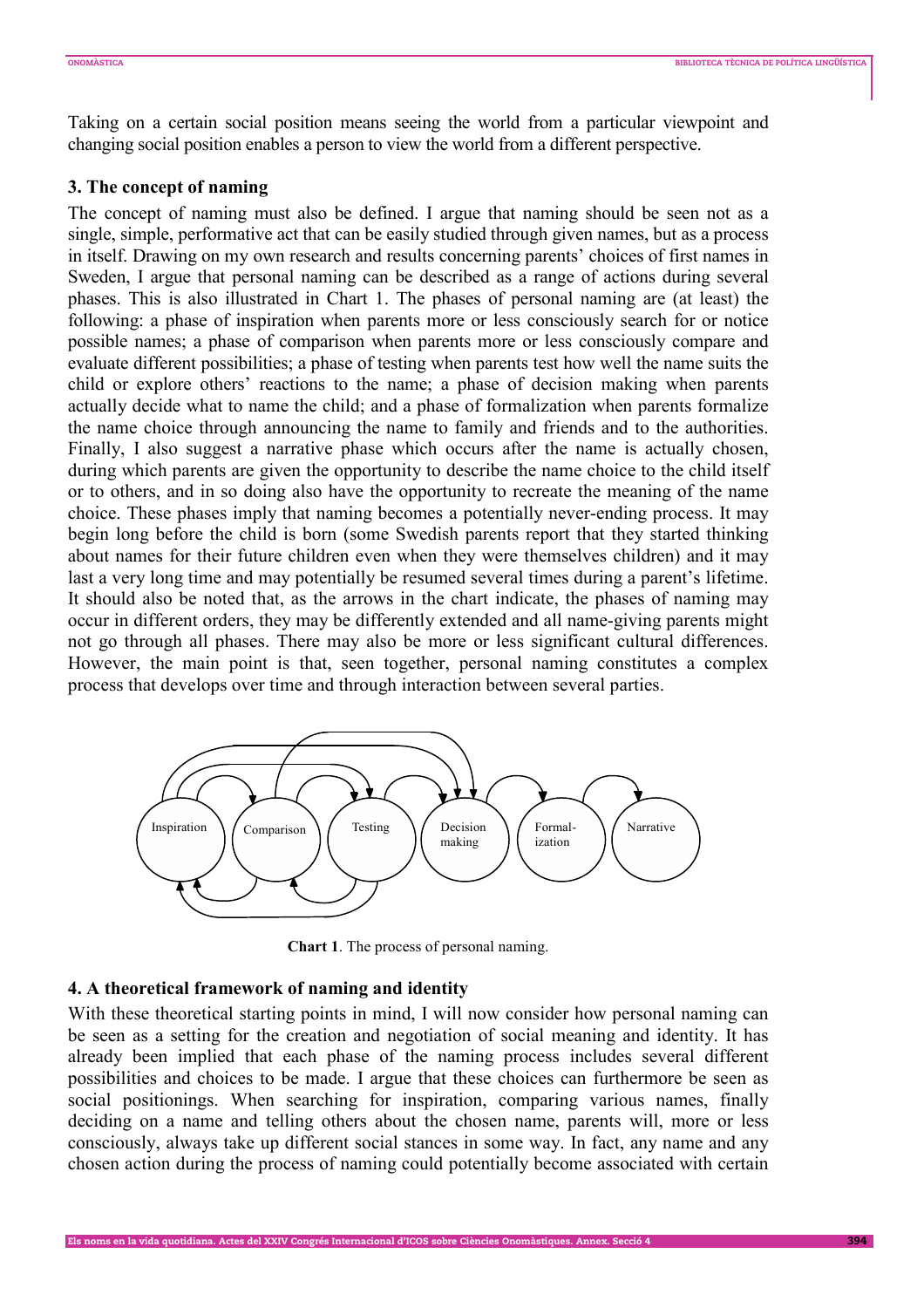Taking on a certain social position means seeing the world from a particular viewpoint and changing social position enables a person to view the world from a different perspective.

### 3. The concept of naming

The concept of naming must also be defined. I argue that naming should be seen not as a single, simple, performative act that can be easily studied through given names, but as a process in itself. Drawing on my own research and results concerning parents' choices of first names in Sweden, I argue that personal naming can be described as a range of actions during several phases. This is also illustrated in Chart 1. The phases of personal naming are (at least) the following: a phase of inspiration when parents more or less consciously search for or notice possible names; a phase of comparison when parents more or less consciously compare and evaluate different possibilities; a phase of testing when parents test how well the name suits the child or explore others' reactions to the name; a phase of decision making when parents actually decide what to name the child; and a phase of formalization when parents formalize the name choice through announcing the name to family and friends and to the authorities. Finally, I also suggest a narrative phase which occurs after the name is actually chosen, during which parents are given the opportunity to describe the name choice to the child itself or to others, and in so doing also have the opportunity to recreate the meaning of the name choice. These phases imply that naming becomes a potentially never-ending process. It may begin long before the child is born (some Swedish parents report that they started thinking about names for their future children even when they were themselves children) and it may last a very long time and may potentially be resumed several times during a parent's lifetime. It should also be noted that, as the arrows in the chart indicate, the phases of naming may occur in different orders, they may be differently extended and all name-giving parents might not go through all phases. There may also be more or less significant cultural differences. However, the main point is that, seen together, personal naming constitutes a complex process that develops over time and through interaction between several parties.

**Chart 1**. The process of personal naming.

### 4. A theoretical framework of naming and identity

With these theoretical starting points in mind, I will now consider how personal naming can be seen as a setting for the creation and negotiation of social meaning and identity. It has already been implied that each phase of the naming process includes several different possibilities and choices to be made. I argue that these choices can furthermore be seen as social positionings. When searching for inspiration, comparing various names, finally deciding on a name and telling others about the chosen name, parents will, more or less consciously, always take up different social stances in some way. In fact, any name and any chosen action during the process of naming could potentially become associated with certain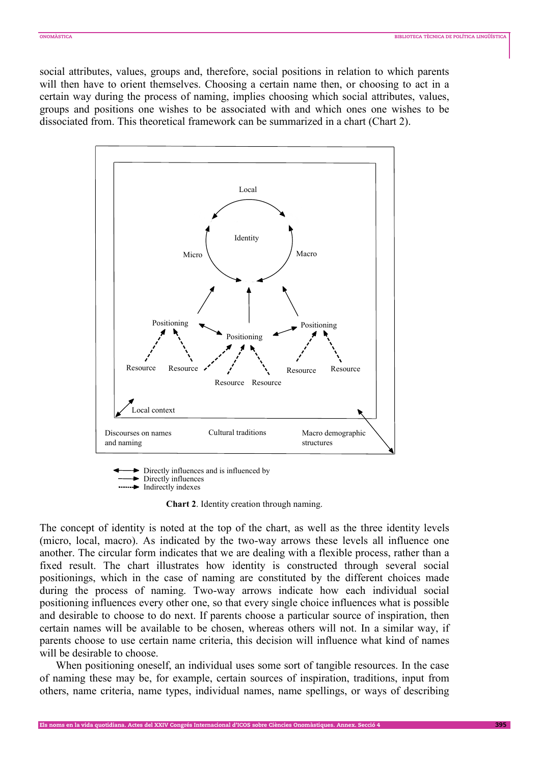social attributes, values, groups and, therefore, social positions in relation to which parents will then have to orient themselves. Choosing a certain name then, or choosing to act in a certain way during the process of naming, implies choosing which social attributes, values, groups and positions one wishes to be associated with and which ones one wishes to be dissociated from. This theoretical framework can be summarized in a chart (Chart 2).

Local

Identity

Micro Macro

Positioning Positioning Positioning

Resource Resource Resource Resource Resource Resource

Local context

Discourses on names and naming | Cultural traditions | Macro demographic structures

↔ Directly influences and is influenced by
→ Directly influences
⇢ Indirectly indexes

**Chart 2**. Identity creation through naming.

The concept of identity is noted at the top of the chart, as well as the three identity levels (micro, local, macro). As indicated by the two-way arrows these levels all influence one another. The circular form indicates that we are dealing with a flexible process, rather than a fixed result. The chart illustrates how identity is constructed through several social positionings, which in the case of naming are constituted by the different choices made during the process of naming. Two-way arrows indicate how each individual social positioning influences every other one, so that every single choice influences what is possible and desirable to choose to do next. If parents choose a particular source of inspiration, then certain names will be available to be chosen, whereas others will not. In a similar way, if parents choose to use certain name criteria, this decision will influence what kind of names will be desirable to choose.

When positioning oneself, an individual uses some sort of tangible resources. In the case of naming these may be, for example, certain sources of inspiration, traditions, input from others, name criteria, name types, individual names, name spellings, or ways of describing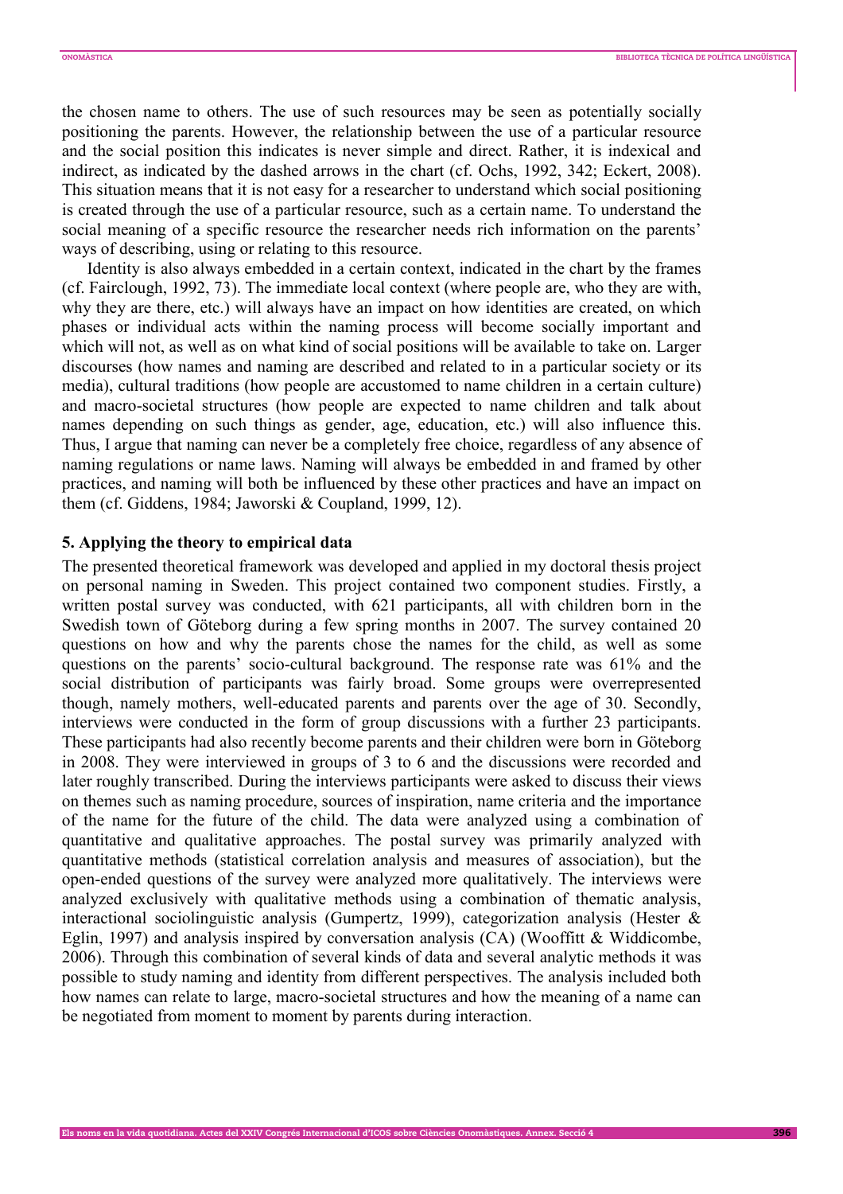the chosen name to others. The use of such resources may be seen as potentially socially positioning the parents. However, the relationship between the use of a particular resource and the social position this indicates is never simple and direct. Rather, it is indexical and indirect, as indicated by the dashed arrows in the chart (cf. Ochs, 1992, 342; Eckert, 2008). This situation means that it is not easy for a researcher to understand which social positioning is created through the use of a particular resource, such as a certain name. To understand the social meaning of a specific resource the researcher needs rich information on the parents' ways of describing, using or relating to this resource.

Identity is also always embedded in a certain context, indicated in the chart by the frames (cf. Fairclough, 1992, 73). The immediate local context (where people are, who they are with, why they are there, etc.) will always have an impact on how identities are created, on which phases or individual acts within the naming process will become socially important and which will not, as well as on what kind of social positions will be available to take on. Larger discourses (how names and naming are described and related to in a particular society or its media), cultural traditions (how people are accustomed to name children in a certain culture) and macro-societal structures (how people are expected to name children and talk about names depending on such things as gender, age, education, etc.) will also influence this. Thus, I argue that naming can never be a completely free choice, regardless of any absence of naming regulations or name laws. Naming will always be embedded in and framed by other practices, and naming will both be influenced by these other practices and have an impact on them (cf. Giddens, 1984; Jaworski & Coupland, 1999, 12).

## 5. Applying the theory to empirical data

The presented theoretical framework was developed and applied in my doctoral thesis project on personal naming in Sweden. This project contained two component studies. Firstly, a written postal survey was conducted, with 621 participants, all with children born in the Swedish town of Göteborg during a few spring months in 2007. The survey contained 20 questions on how and why the parents chose the names for the child, as well as some questions on the parents' socio-cultural background. The response rate was 61% and the social distribution of participants was fairly broad. Some groups were overrepresented though, namely mothers, well-educated parents and parents over the age of 30. Secondly, interviews were conducted in the form of group discussions with a further 23 participants. These participants had also recently become parents and their children were born in Göteborg in 2008. They were interviewed in groups of 3 to 6 and the discussions were recorded and later roughly transcribed. During the interviews participants were asked to discuss their views on themes such as naming procedure, sources of inspiration, name criteria and the importance of the name for the future of the child. The data were analyzed using a combination of quantitative and qualitative approaches. The postal survey was primarily analyzed with quantitative methods (statistical correlation analysis and measures of association), but the open-ended questions of the survey were analyzed more qualitatively. The interviews were analyzed exclusively with qualitative methods using a combination of thematic analysis, interactional sociolinguistic analysis (Gumpertz, 1999), categorization analysis (Hester & Eglin, 1997) and analysis inspired by conversation analysis (CA) (Wooffitt & Widdicombe, 2006). Through this combination of several kinds of data and several analytic methods it was possible to study naming and identity from different perspectives. The analysis included both how names can relate to large, macro-societal structures and how the meaning of a name can be negotiated from moment to moment by parents during interaction.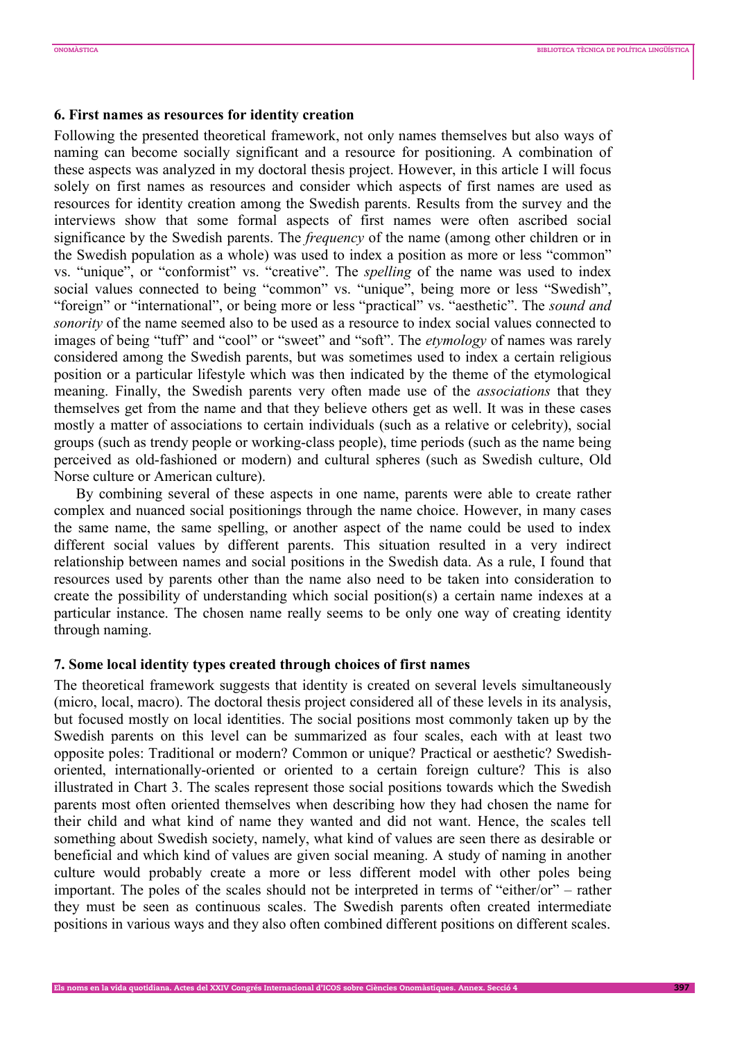## 6. First names as resources for identity creation

Following the presented theoretical framework, not only names themselves but also ways of naming can become socially significant and a resource for positioning. A combination of these aspects was analyzed in my doctoral thesis project. However, in this article I will focus solely on first names as resources and consider which aspects of first names are used as resources for identity creation among the Swedish parents. Results from the survey and the interviews show that some formal aspects of first names were often ascribed social significance by the Swedish parents. The *frequency* of the name (among other children or in the Swedish population as a whole) was used to index a position as more or less "common" vs. "unique", or "conformist" vs. "creative". The *spelling* of the name was used to index social values connected to being "common" vs. "unique", being more or less "Swedish", "foreign" or "international", or being more or less "practical" vs. "aesthetic". The *sound and sonority* of the name seemed also to be used as a resource to index social values connected to images of being "tuff" and "cool" or "sweet" and "soft". The *etymology* of names was rarely considered among the Swedish parents, but was sometimes used to index a certain religious position or a particular lifestyle which was then indicated by the theme of the etymological meaning. Finally, the Swedish parents very often made use of the *associations* that they themselves get from the name and that they believe others get as well. It was in these cases mostly a matter of associations to certain individuals (such as a relative or celebrity), social groups (such as trendy people or working-class people), time periods (such as the name being perceived as old-fashioned or modern) and cultural spheres (such as Swedish culture, Old Norse culture or American culture).

By combining several of these aspects in one name, parents were able to create rather complex and nuanced social positionings through the name choice. However, in many cases the same name, the same spelling, or another aspect of the name could be used to index different social values by different parents. This situation resulted in a very indirect relationship between names and social positions in the Swedish data. As a rule, I found that resources used by parents other than the name also need to be taken into consideration to create the possibility of understanding which social position(s) a certain name indexes at a particular instance. The chosen name really seems to be only one way of creating identity through naming.

## 7. Some local identity types created through choices of first names

The theoretical framework suggests that identity is created on several levels simultaneously (micro, local, macro). The doctoral thesis project considered all of these levels in its analysis, but focused mostly on local identities. The social positions most commonly taken up by the Swedish parents on this level can be summarized as four scales, each with at least two opposite poles: Traditional or modern? Common or unique? Practical or aesthetic? Swedish-oriented, internationally-oriented or oriented to a certain foreign culture? This is also illustrated in Chart 3. The scales represent those social positions towards which the Swedish parents most often oriented themselves when describing how they had chosen the name for their child and what kind of name they wanted and did not want. Hence, the scales tell something about Swedish society, namely, what kind of values are seen there as desirable or beneficial and which kind of values are given social meaning. A study of naming in another culture would probably create a more or less different model with other poles being important. The poles of the scales should not be interpreted in terms of "either/or" – rather they must be seen as continuous scales. The Swedish parents often created intermediate positions in various ways and they also often combined different positions on different scales.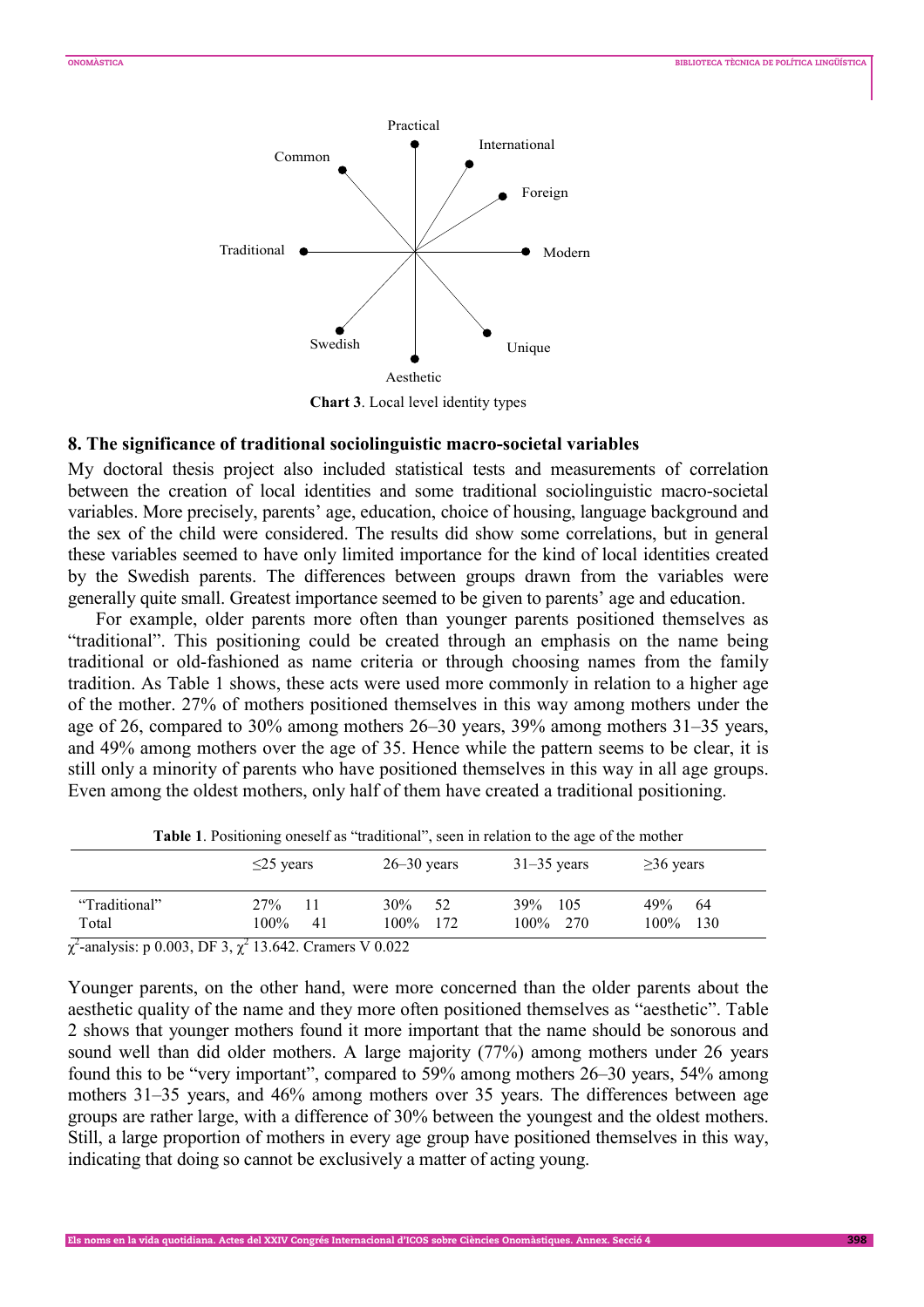Practical

Common

International

Foreign

Traditional

Modern

Swedish

Unique

Aesthetic

**Chart 3**. Local level identity types

## 8. The significance of traditional sociolinguistic macro-societal variables

My doctoral thesis project also included statistical tests and measurements of correlation between the creation of local identities and some traditional sociolinguistic macro-societal variables. More precisely, parents' age, education, choice of housing, language background and the sex of the child were considered. The results did show some correlations, but in general these variables seemed to have only limited importance for the kind of local identities created by the Swedish parents. The differences between groups drawn from the variables were generally quite small. Greatest importance seemed to be given to parents' age and education.

For example, older parents more often than younger parents positioned themselves as "traditional". This positioning could be created through an emphasis on the name being traditional or old-fashioned as name criteria or through choosing names from the family tradition. As Table 1 shows, these acts were used more commonly in relation to a higher age of the mother. 27% of mothers positioned themselves in this way among mothers under the age of 26, compared to 30% among mothers 26–30 years, 39% among mothers 31–35 years, and 49% among mothers over the age of 35. Hence while the pattern seems to be clear, it is still only a minority of parents who have positioned themselves in this way in all age groups. Even among the oldest mothers, only half of them have created a traditional positioning.

**Table 1**. Positioning oneself as "traditional", seen in relation to the age of the mother

| | ≤25 years | | 26–30 years | | 31–35 years | | ≥36 years | |
|---|---|---|---|---|---|---|---|---|
| "Traditional" | 27% | 11 | 30% | 52 | 39% | 105 | 49% | 64 |
| Total | 100% | 41 | 100% | 172 | 100% | 270 | 100% | 130 |

$\chi^2$-analysis: p 0.003, DF 3, $\chi^2$ 13.642. Cramers V 0.022

Younger parents, on the other hand, were more concerned than the older parents about the aesthetic quality of the name and they more often positioned themselves as "aesthetic". Table 2 shows that younger mothers found it more important that the name should be sonorous and sound well than did older mothers. A large majority (77%) among mothers under 26 years found this to be "very important", compared to 59% among mothers 26–30 years, 54% among mothers 31–35 years, and 46% among mothers over 35 years. The differences between age groups are rather large, with a difference of 30% between the youngest and the oldest mothers. Still, a large proportion of mothers in every age group have positioned themselves in this way, indicating that doing so cannot be exclusively a matter of acting young.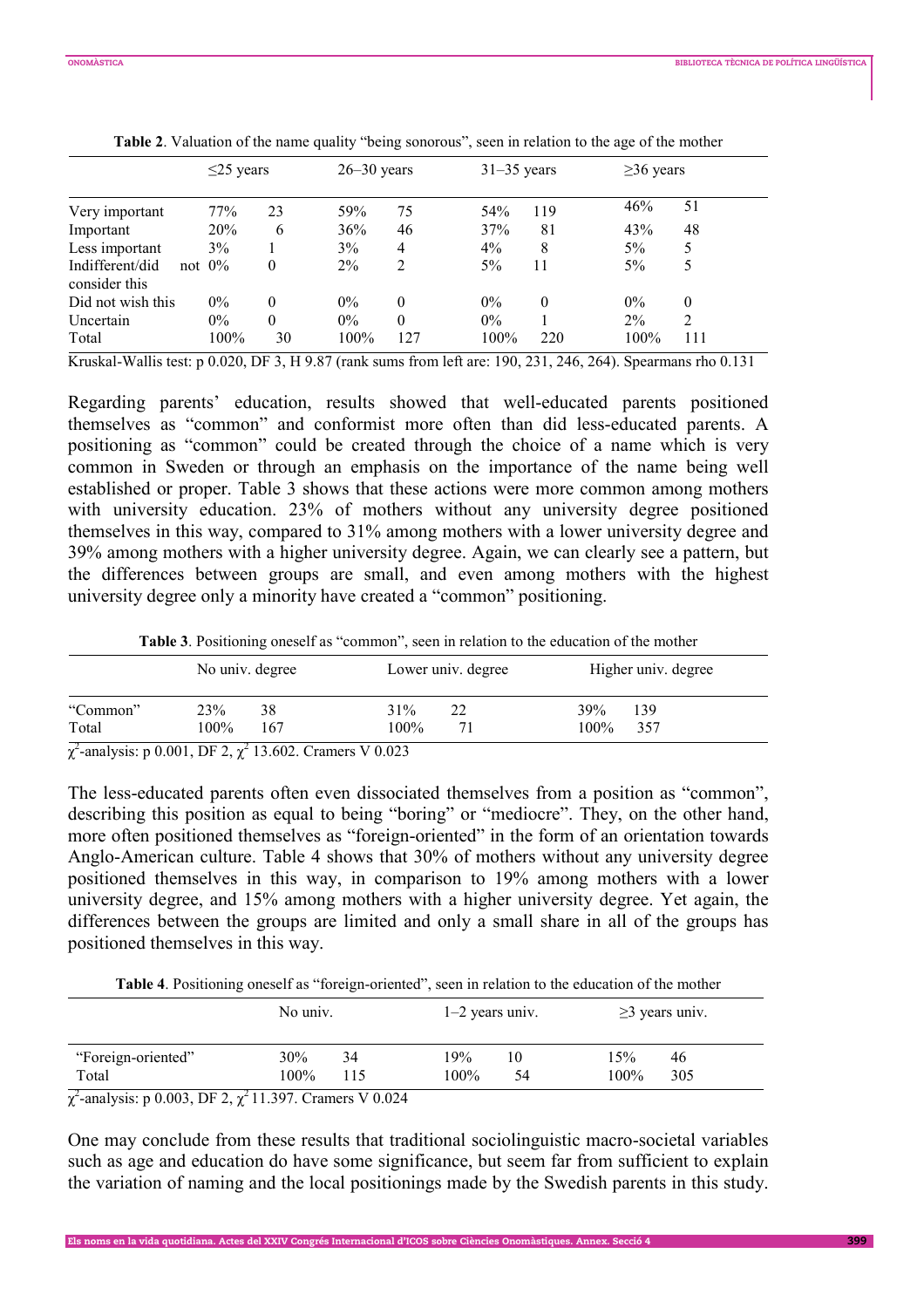**Table 2**. Valuation of the name quality "being sonorous", seen in relation to the age of the mother

| | ≤25 years | | 26–30 years | | 31–35 years | | ≥36 years | |
|---|---|---|---|---|---|---|---|---|
| Very important | 77% | 23 | 59% | 75 | 54% | 119 | 46% | 51 |
| Important | 20% | 6 | 36% | 46 | 37% | 81 | 43% | 48 |
| Less important | 3% | 1 | 3% | 4 | 4% | 8 | 5% | 5 |
| Indifferent/did not consider this | 0% | 0 | 2% | 2 | 5% | 11 | 5% | 5 |
| Did not wish this | 0% | 0 | 0% | 0 | 0% | 0 | 0% | 0 |
| Uncertain | 0% | 0 | 0% | 0 | 0% | 1 | 2% | 2 |
| Total | 100% | 30 | 100% | 127 | 100% | 220 | 100% | 111 |

Kruskal-Wallis test: p 0.020, DF 3, H 9.87 (rank sums from left are: 190, 231, 246, 264). Spearmans rho 0.131

Regarding parents' education, results showed that well-educated parents positioned themselves as "common" and conformist more often than did less-educated parents. A positioning as "common" could be created through the choice of a name which is very common in Sweden or through an emphasis on the importance of the name being well established or proper. Table 3 shows that these actions were more common among mothers with university education. 23% of mothers without any university degree positioned themselves in this way, compared to 31% among mothers with a lower university degree and 39% among mothers with a higher university degree. Again, we can clearly see a pattern, but the differences between groups are small, and even among mothers with the highest university degree only a minority have created a "common" positioning.

**Table 3**. Positioning oneself as "common", seen in relation to the education of the mother

| | No univ. degree | | Lower univ. degree | | Higher univ. degree | |
|---|---|---|---|---|---|---|
| "Common" | 23% | 38 | 31% | 22 | 39% | 139 |
| Total | 100% | 167 | 100% | 71 | 100% | 357 |

$\chi^2$-analysis: p 0.001, DF 2, $\chi^2$ 13.602. Cramers V 0.023

The less-educated parents often even dissociated themselves from a position as "common", describing this position as equal to being "boring" or "mediocre". They, on the other hand, more often positioned themselves as "foreign-oriented" in the form of an orientation towards Anglo-American culture. Table 4 shows that 30% of mothers without any university degree positioned themselves in this way, in comparison to 19% among mothers with a lower university degree, and 15% among mothers with a higher university degree. Yet again, the differences between the groups are limited and only a small share in all of the groups has positioned themselves in this way.

**Table 4**. Positioning oneself as "foreign-oriented", seen in relation to the education of the mother

| | No univ. | | 1–2 years univ. | | ≥3 years univ. | |
|---|---|---|---|---|---|---|
| "Foreign-oriented" | 30% | 34 | 19% | 10 | 15% | 46 |
| Total | 100% | 115 | 100% | 54 | 100% | 305 |

$\chi^2$-analysis: p 0.003, DF 2, $\chi^2$ 11.397. Cramers V 0.024

One may conclude from these results that traditional sociolinguistic macro-societal variables such as age and education do have some significance, but seem far from sufficient to explain the variation of naming and the local positionings made by the Swedish parents in this study.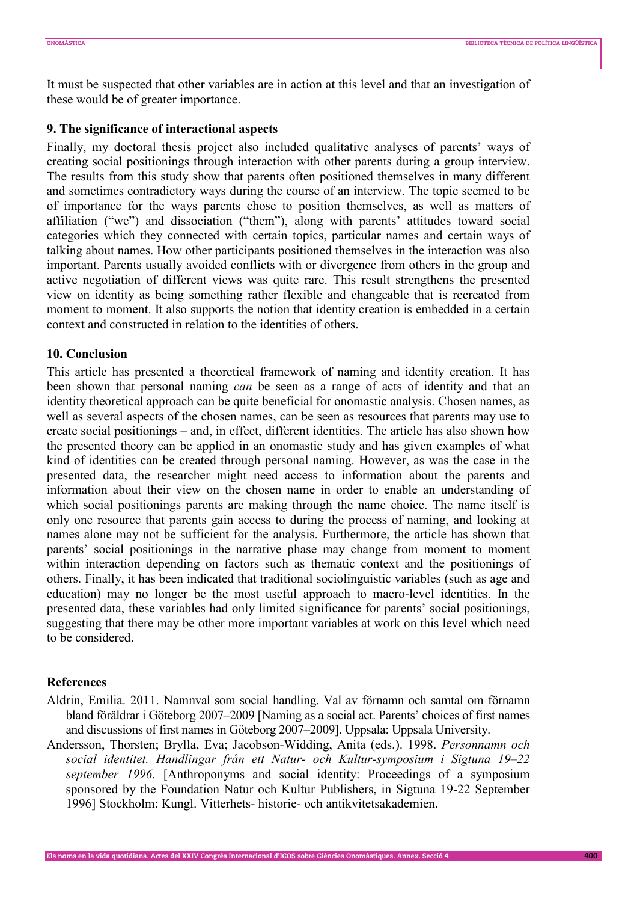It must be suspected that other variables are in action at this level and that an investigation of these would be of greater importance.

## 9. The significance of interactional aspects

Finally, my doctoral thesis project also included qualitative analyses of parents' ways of creating social positionings through interaction with other parents during a group interview. The results from this study show that parents often positioned themselves in many different and sometimes contradictory ways during the course of an interview. The topic seemed to be of importance for the ways parents chose to position themselves, as well as matters of affiliation ("we") and dissociation ("them"), along with parents' attitudes toward social categories which they connected with certain topics, particular names and certain ways of talking about names. How other participants positioned themselves in the interaction was also important. Parents usually avoided conflicts with or divergence from others in the group and active negotiation of different views was quite rare. This result strengthens the presented view on identity as being something rather flexible and changeable that is recreated from moment to moment. It also supports the notion that identity creation is embedded in a certain context and constructed in relation to the identities of others.

## 10. Conclusion

This article has presented a theoretical framework of naming and identity creation. It has been shown that personal naming *can* be seen as a range of acts of identity and that an identity theoretical approach can be quite beneficial for onomastic analysis. Chosen names, as well as several aspects of the chosen names, can be seen as resources that parents may use to create social positionings – and, in effect, different identities. The article has also shown how the presented theory can be applied in an onomastic study and has given examples of what kind of identities can be created through personal naming. However, as was the case in the presented data, the researcher might need access to information about the parents and information about their view on the chosen name in order to enable an understanding of which social positionings parents are making through the name choice. The name itself is only one resource that parents gain access to during the process of naming, and looking at names alone may not be sufficient for the analysis. Furthermore, the article has shown that parents' social positionings in the narrative phase may change from moment to moment within interaction depending on factors such as thematic context and the positionings of others. Finally, it has been indicated that traditional sociolinguistic variables (such as age and education) may no longer be the most useful approach to macro-level identities. In the presented data, these variables had only limited significance for parents' social positionings, suggesting that there may be other more important variables at work on this level which need to be considered.

## References

Aldrin, Emilia. 2011. Namnval som social handling. Val av förnamn och samtal om förnamn bland föräldrar i Göteborg 2007–2009 [Naming as a social act. Parents' choices of first names and discussions of first names in Göteborg 2007–2009]. Uppsala: Uppsala University.

Andersson, Thorsten; Brylla, Eva; Jacobson-Widding, Anita (eds.). 1998. *Personnamn och social identitet. Handlingar från ett Natur- och Kultur-symposium i Sigtuna 19–22 september 1996*. [Anthroponyms and social identity: Proceedings of a symposium sponsored by the Foundation Natur och Kultur Publishers, in Sigtuna 19-22 September 1996] Stockholm: Kungl. Vitterhets- historie- och antikvitetsakademien.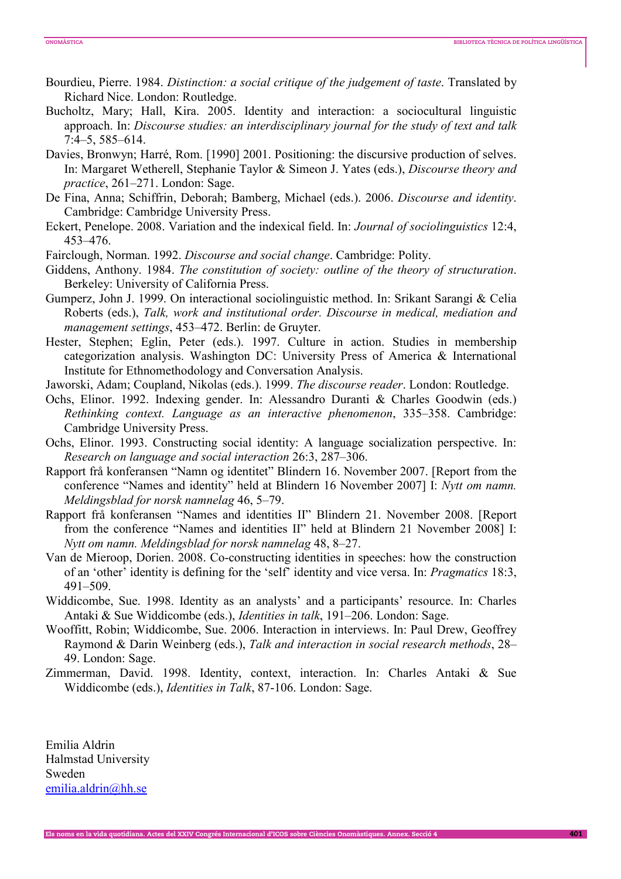Bourdieu, Pierre. 1984. *Distinction: a social critique of the judgement of taste*. Translated by Richard Nice. London: Routledge.

Bucholtz, Mary; Hall, Kira. 2005. Identity and interaction: a sociocultural linguistic approach. In: *Discourse studies: an interdisciplinary journal for the study of text and talk* 7:4–5, 585–614.

Davies, Bronwyn; Harré, Rom. [1990] 2001. Positioning: the discursive production of selves. In: Margaret Wetherell, Stephanie Taylor & Simeon J. Yates (eds.), *Discourse theory and practice*, 261–271. London: Sage.

De Fina, Anna; Schiffrin, Deborah; Bamberg, Michael (eds.). 2006. *Discourse and identity*. Cambridge: Cambridge University Press.

Eckert, Penelope. 2008. Variation and the indexical field. In: *Journal of sociolinguistics* 12:4, 453–476.

Fairclough, Norman. 1992. *Discourse and social change*. Cambridge: Polity.

Giddens, Anthony. 1984. *The constitution of society: outline of the theory of structuration*. Berkeley: University of California Press.

Gumperz, John J. 1999. On interactional sociolinguistic method. In: Srikant Sarangi & Celia Roberts (eds.), *Talk, work and institutional order. Discourse in medical, mediation and management settings*, 453–472. Berlin: de Gruyter.

Hester, Stephen; Eglin, Peter (eds.). 1997. Culture in action. Studies in membership categorization analysis. Washington DC: University Press of America & International Institute for Ethnomethodology and Conversation Analysis.

Jaworski, Adam; Coupland, Nikolas (eds.). 1999. *The discourse reader*. London: Routledge.

Ochs, Elinor. 1992. Indexing gender. In: Alessandro Duranti & Charles Goodwin (eds.) *Rethinking context. Language as an interactive phenomenon*, 335–358. Cambridge: Cambridge University Press.

Ochs, Elinor. 1993. Constructing social identity: A language socialization perspective. In: *Research on language and social interaction* 26:3, 287–306.

Rapport frå konferansen "Namn og identitet" Blindern 16. November 2007. [Report from the conference "Names and identity" held at Blindern 16 November 2007] I: *Nytt om namn. Meldingsblad for norsk namnelag* 46, 5–79.

Rapport frå konferansen "Names and identities II" Blindern 21. November 2008. [Report from the conference "Names and identities II" held at Blindern 21 November 2008] I: *Nytt om namn. Meldingsblad for norsk namnelag* 48, 8–27.

Van de Mieroop, Dorien. 2008. Co-constructing identities in speeches: how the construction of an 'other' identity is defining for the 'self' identity and vice versa. In: *Pragmatics* 18:3, 491–509.

Widdicombe, Sue. 1998. Identity as an analysts' and a participants' resource. In: Charles Antaki & Sue Widdicombe (eds.), *Identities in talk*, 191–206. London: Sage.

Wooffitt, Robin; Widdicombe, Sue. 2006. Interaction in interviews. In: Paul Drew, Geoffrey Raymond & Darin Weinberg (eds.), *Talk and interaction in social research methods*, 28–49. London: Sage.

Zimmerman, David. 1998. Identity, context, interaction. In: Charles Antaki & Sue Widdicombe (eds.), *Identities in Talk*, 87-106. London: Sage.

Emilia Aldrin
Halmstad University
Sweden
emilia.aldrin@hh.se